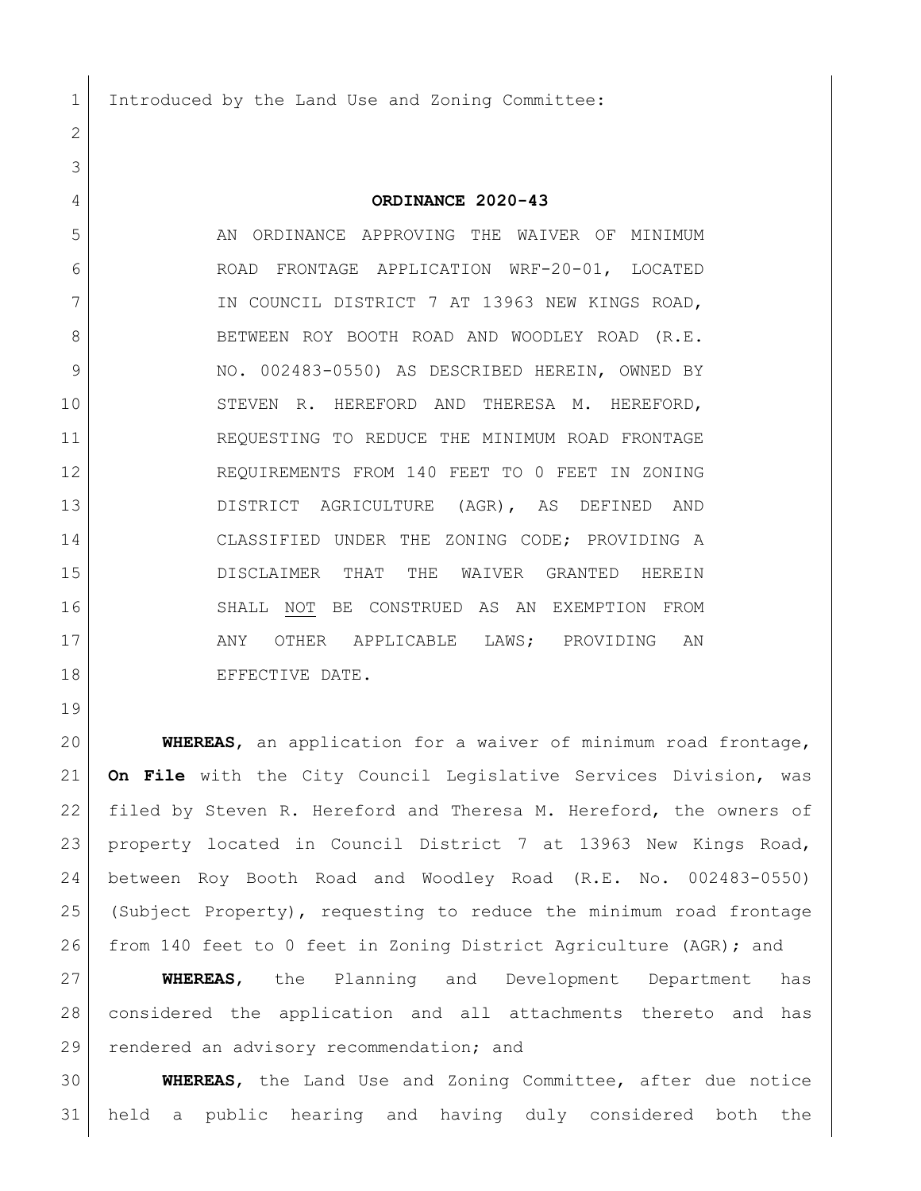Introduced by the Land Use and Zoning Committee:

**ORDINANCE 2020-43**

AN ORDINANCE APPROVING THE WAIVER OF MINIMUM ROAD FRONTAGE APPLICATION WRF-20-01, LOCATED IN COUNCIL DISTRICT 7 AT 13963 NEW KINGS ROAD, BETWEEN ROY BOOTH ROAD AND WOODLEY ROAD (R.E. NO. 002483-0550) AS DESCRIBED HEREIN, OWNED BY STEVEN R. HEREFORD AND THERESA M. HEREFORD, REQUESTING TO REDUCE THE MINIMUM ROAD FRONTAGE REQUIREMENTS FROM 140 FEET TO 0 FEET IN ZONING DISTRICT AGRICULTURE (AGR), AS DEFINED AND CLASSIFIED UNDER THE ZONING CODE; PROVIDING A DISCLAIMER THAT THE WAIVER GRANTED HEREIN SHALL NOT BE CONSTRUED AS AN EXEMPTION FROM ANY OTHER APPLICABLE LAWS; PROVIDING AN EFFECTIVE DATE.

**WHEREAS**, an application for a waiver of minimum road frontage, **On File** with the City Council Legislative Services Division, was filed by Steven R. Hereford and Theresa M. Hereford, the owners of property located in Council District 7 at 13963 New Kings Road, between Roy Booth Road and Woodley Road (R.E. No. 002483-0550) (Subject Property), requesting to reduce the minimum road frontage from 140 feet to 0 feet in Zoning District Agriculture (AGR); and

**WHEREAS**, the Planning and Development Department has considered the application and all attachments thereto and has rendered an advisory recommendation; and

**WHEREAS**, the Land Use and Zoning Committee, after due notice held a public hearing and having duly considered both the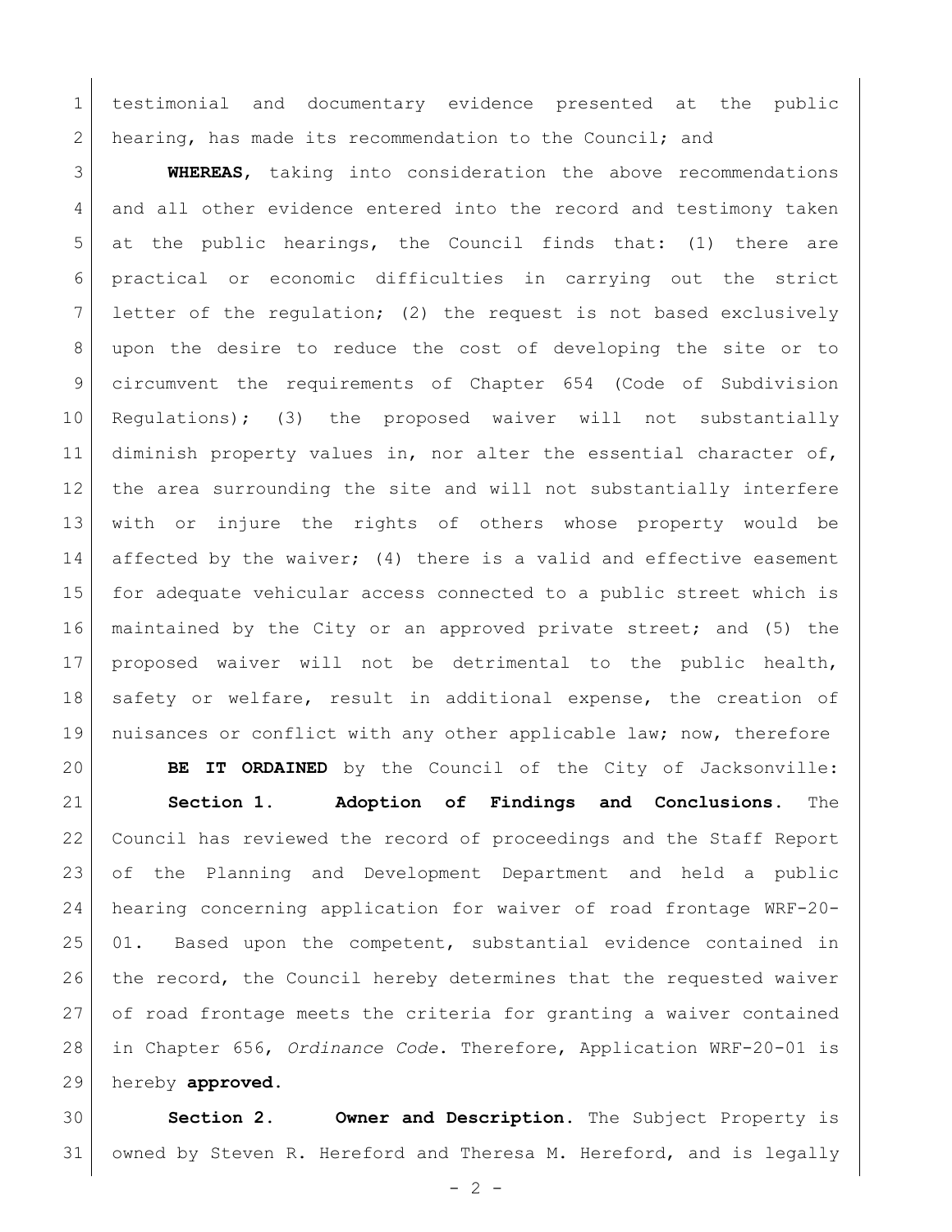testimonial and documentary evidence presented at the public hearing, has made its recommendation to the Council; and

**WHEREAS**, taking into consideration the above recommendations and all other evidence entered into the record and testimony taken at the public hearings, the Council finds that: (1) there are practical or economic difficulties in carrying out the strict letter of the regulation; (2) the request is not based exclusively upon the desire to reduce the cost of developing the site or to circumvent the requirements of Chapter 654 (Code of Subdivision Regulations); (3) the proposed waiver will not substantially diminish property values in, nor alter the essential character of, the area surrounding the site and will not substantially interfere with or injure the rights of others whose property would be affected by the waiver; (4) there is a valid and effective easement for adequate vehicular access connected to a public street which is maintained by the City or an approved private street; and (5) the proposed waiver will not be detrimental to the public health, safety or welfare, result in additional expense, the creation of nuisances or conflict with any other applicable law; now, therefore

**BE IT ORDAINED** by the Council of the City of Jacksonville:

**Section 1. Adoption of Findings and Conclusions.** The Council has reviewed the record of proceedings and the Staff Report of the Planning and Development Department and held a public hearing concerning application for waiver of road frontage WRF-20-01. Based upon the competent, substantial evidence contained in the record, the Council hereby determines that the requested waiver of road frontage meets the criteria for granting a waiver contained in Chapter 656, *Ordinance Code*. Therefore, Application WRF-20-01 is hereby **approved.**

**Section 2. Owner and Description.** The Subject Property is owned by Steven R. Hereford and Theresa M. Hereford, and is legally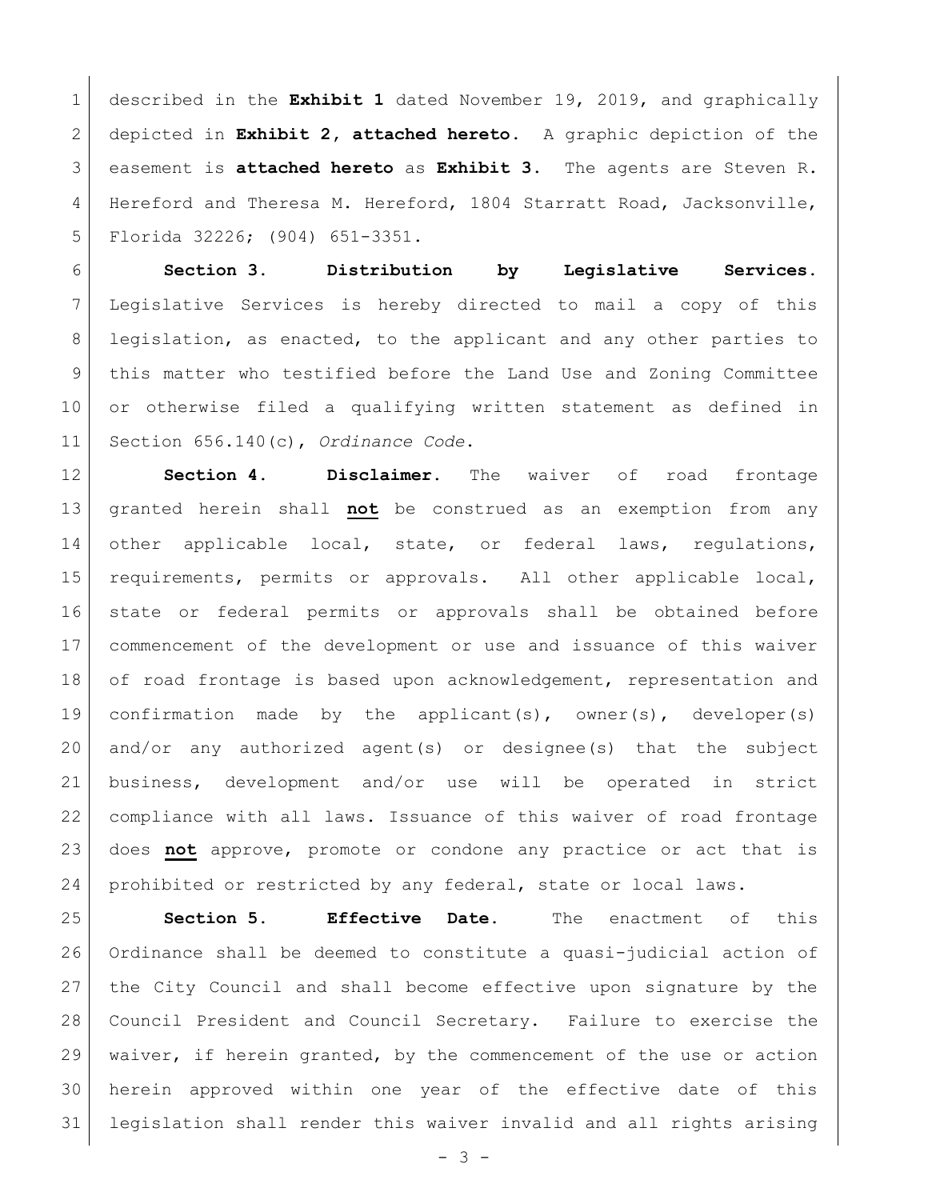described in the **Exhibit 1** dated November 19, 2019, and graphically depicted in **Exhibit 2, attached hereto**. A graphic depiction of the easement is **attached hereto** as **Exhibit 3**. The agents are Steven R. Hereford and Theresa M. Hereford, 1804 Starratt Road, Jacksonville, Florida 32226; (904) 651-3351.

**Section 3. Distribution by Legislative Services.** Legislative Services is hereby directed to mail a copy of this legislation, as enacted, to the applicant and any other parties to this matter who testified before the Land Use and Zoning Committee or otherwise filed a qualifying written statement as defined in Section 656.140(c), *Ordinance Code*.

**Section 4. Disclaimer.** The waiver of road frontage granted herein shall **not** be construed as an exemption from any other applicable local, state, or federal laws, regulations, requirements, permits or approvals. All other applicable local, state or federal permits or approvals shall be obtained before commencement of the development or use and issuance of this waiver of road frontage is based upon acknowledgement, representation and confirmation made by the applicant(s), owner(s), developer(s) and/or any authorized agent(s) or designee(s) that the subject business, development and/or use will be operated in strict compliance with all laws. Issuance of this waiver of road frontage does **not** approve, promote or condone any practice or act that is prohibited or restricted by any federal, state or local laws.

**Section 5. Effective Date.** The enactment of this Ordinance shall be deemed to constitute a quasi-judicial action of the City Council and shall become effective upon signature by the Council President and Council Secretary. Failure to exercise the waiver, if herein granted, by the commencement of the use or action herein approved within one year of the effective date of this legislation shall render this waiver invalid and all rights arising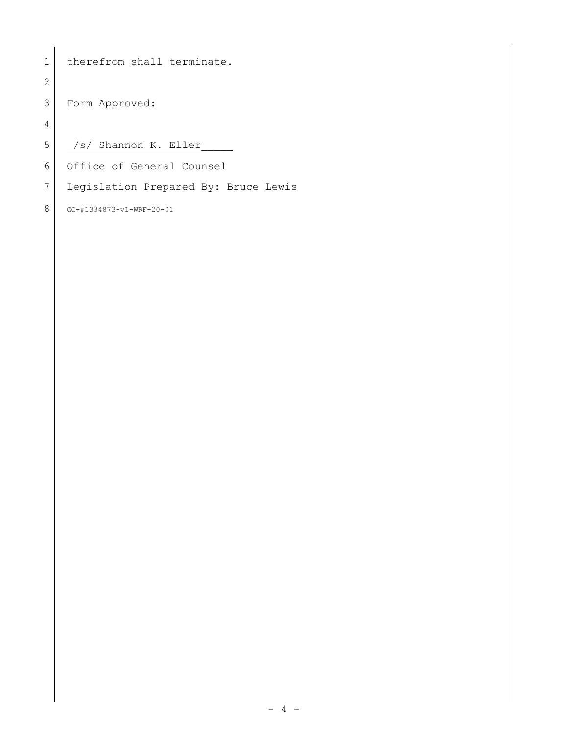therefrom shall terminate.

Form Approved:

/s/ Shannon K. Eller_____

Office of General Counsel

Legislation Prepared By: Bruce Lewis

GC-#1334873-v1-WRF-20-01